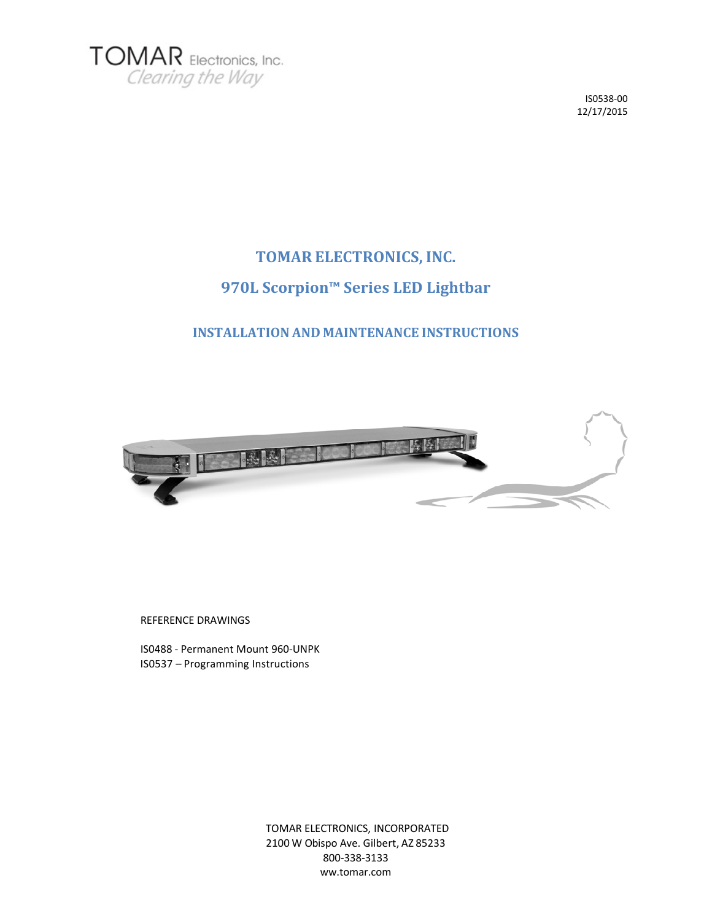TOMAR Electronics, Inc.
*Clearing the Way*

IS0538-00
12/17/2015

# TOMAR ELECTRONICS, INC.

# 970L Scorpion™ Series LED Lightbar

## INSTALLATION AND MAINTENANCE INSTRUCTIONS

REFERENCE DRAWINGS

IS0488 - Permanent Mount 960-UNPK
IS0537 – Programming Instructions

TOMAR ELECTRONICS, INCORPORATED
2100 W Obispo Ave. Gilbert, AZ 85233
800-338-3133
ww.tomar.com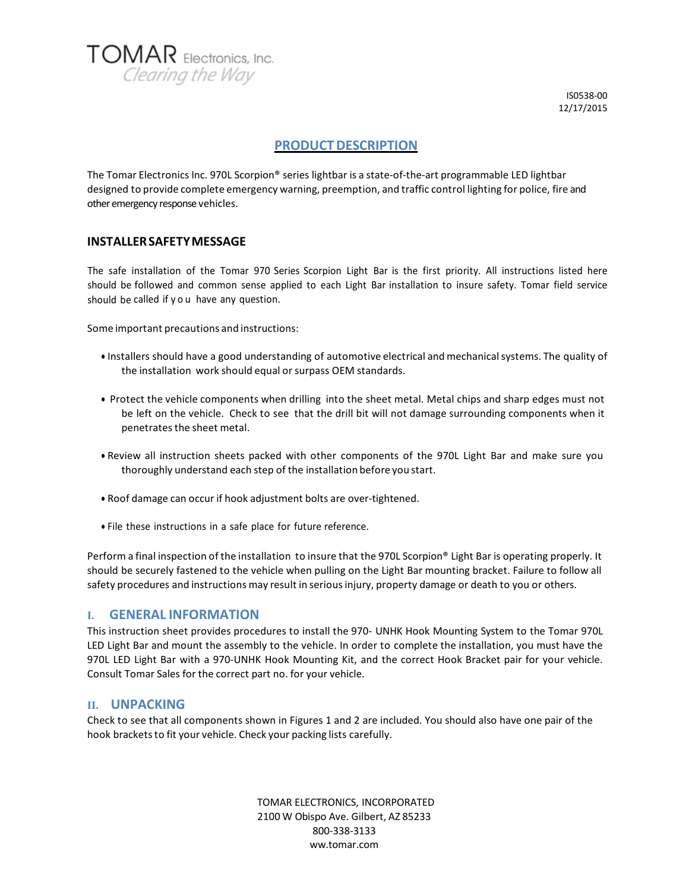TOMAR Electronics, Inc.
*Clearing the Way*

IS0538-00
12/17/2015

## PRODUCT DESCRIPTION

The Tomar Electronics Inc. 970L Scorpion® series lightbar is a state-of-the-art programmable LED lightbar designed to provide complete emergency warning, preemption, and traffic control lighting for police, fire and other emergency response vehicles.

### INSTALLER SAFETY MESSAGE

The safe installation of the Tomar 970 Series Scorpion Light Bar is the first priority. All instructions listed here should be followed and common sense applied to each Light Bar installation to insure safety. Tomar field service should be called if you have any question.

Some important precautions and instructions:

- Installers should have a good understanding of automotive electrical and mechanical systems. The quality of the installation work should equal or surpass OEM standards.
- Protect the vehicle components when drilling into the sheet metal. Metal chips and sharp edges must not be left on the vehicle. Check to see that the drill bit will not damage surrounding components when it penetrates the sheet metal.
- Review all instruction sheets packed with other components of the 970L Light Bar and make sure you thoroughly understand each step of the installation before you start.
- Roof damage can occur if hook adjustment bolts are over-tightened.
- File these instructions in a safe place for future reference.

Perform a final inspection of the installation to insure that the 970L Scorpion® Light Bar is operating properly. It should be securely fastened to the vehicle when pulling on the Light Bar mounting bracket. Failure to follow all safety procedures and instructions may result in serious injury, property damage or death to you or others.

## I. GENERAL INFORMATION

This instruction sheet provides procedures to install the 970- UNHK Hook Mounting System to the Tomar 970L LED Light Bar and mount the assembly to the vehicle. In order to complete the installation, you must have the 970L LED Light Bar with a 970-UNHK Hook Mounting Kit, and the correct Hook Bracket pair for your vehicle. Consult Tomar Sales for the correct part no. for your vehicle.

## II. UNPACKING

Check to see that all components shown in Figures 1 and 2 are included. You should also have one pair of the hook brackets to fit your vehicle. Check your packing lists carefully.

TOMAR ELECTRONICS, INCORPORATED
2100 W Obispo Ave. Gilbert, AZ 85233
800-338-3133
ww.tomar.com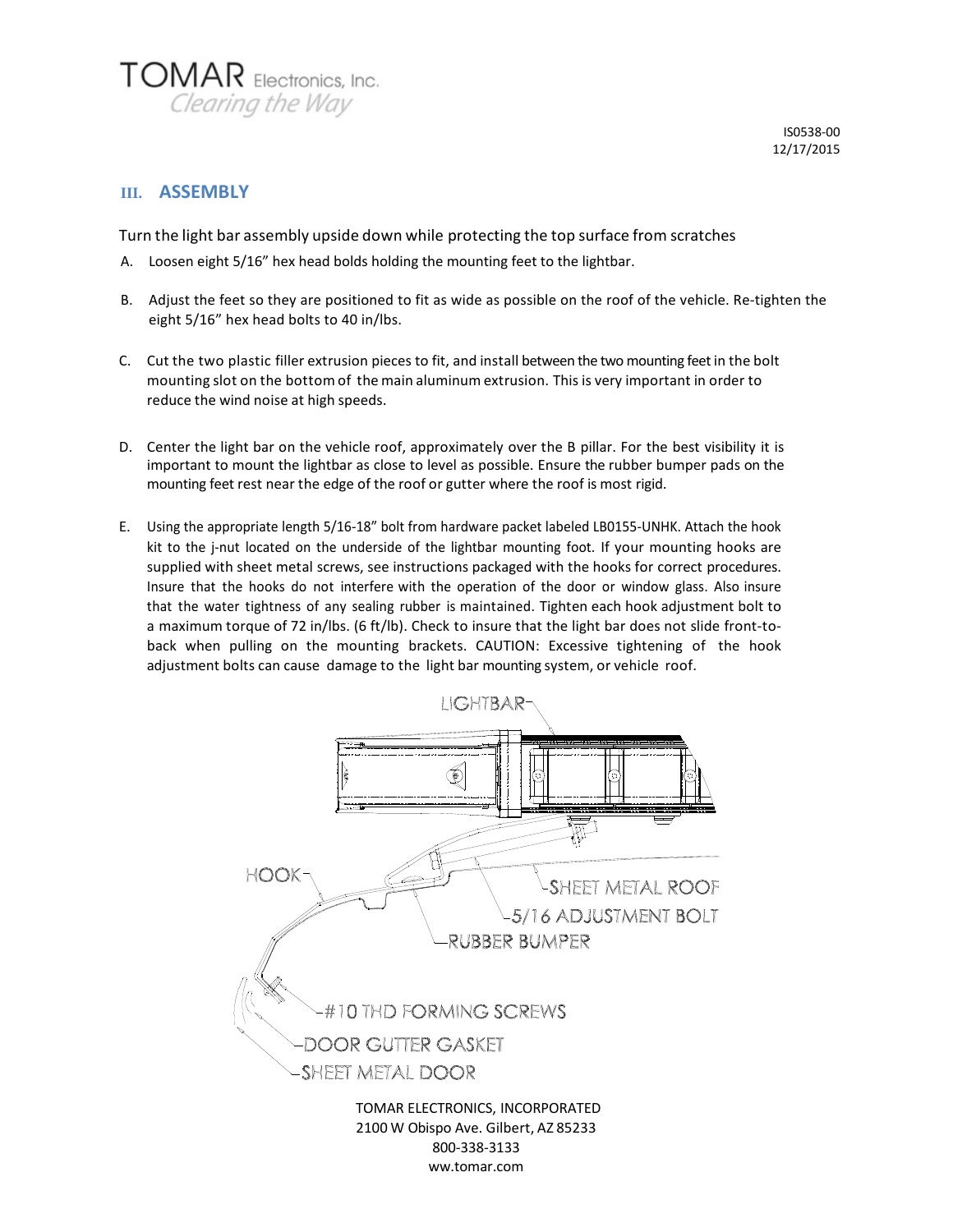## III. ASSEMBLY

Turn the light bar assembly upside down while protecting the top surface from scratches

A. Loosen eight 5/16" hex head bolds holding the mounting feet to the lightbar.

B. Adjust the feet so they are positioned to fit as wide as possible on the roof of the vehicle. Re-tighten the eight 5/16" hex head bolts to 40 in/lbs.

C. Cut the two plastic filler extrusion pieces to fit, and install between the two mounting feet in the bolt mounting slot on the bottom of the main aluminum extrusion. This is very important in order to reduce the wind noise at high speeds.

D. Center the light bar on the vehicle roof, approximately over the B pillar. For the best visibility it is important to mount the lightbar as close to level as possible. Ensure the rubber bumper pads on the mounting feet rest near the edge of the roof or gutter where the roof is most rigid.

E. Using the appropriate length 5/16-18" bolt from hardware packet labeled LB0155-UNHK. Attach the hook kit to the j-nut located on the underside of the lightbar mounting foot. If your mounting hooks are supplied with sheet metal screws, see instructions packaged with the hooks for correct procedures. Insure that the hooks do not interfere with the operation of the door or window glass. Also insure that the water tightness of any sealing rubber is maintained. Tighten each hook adjustment bolt to a maximum torque of 72 in/lbs. (6 ft/lb). Check to insure that the light bar does not slide front-to-back when pulling on the mounting brackets. CAUTION: Excessive tightening of the hook adjustment bolts can cause damage to the light bar mounting system, or vehicle roof.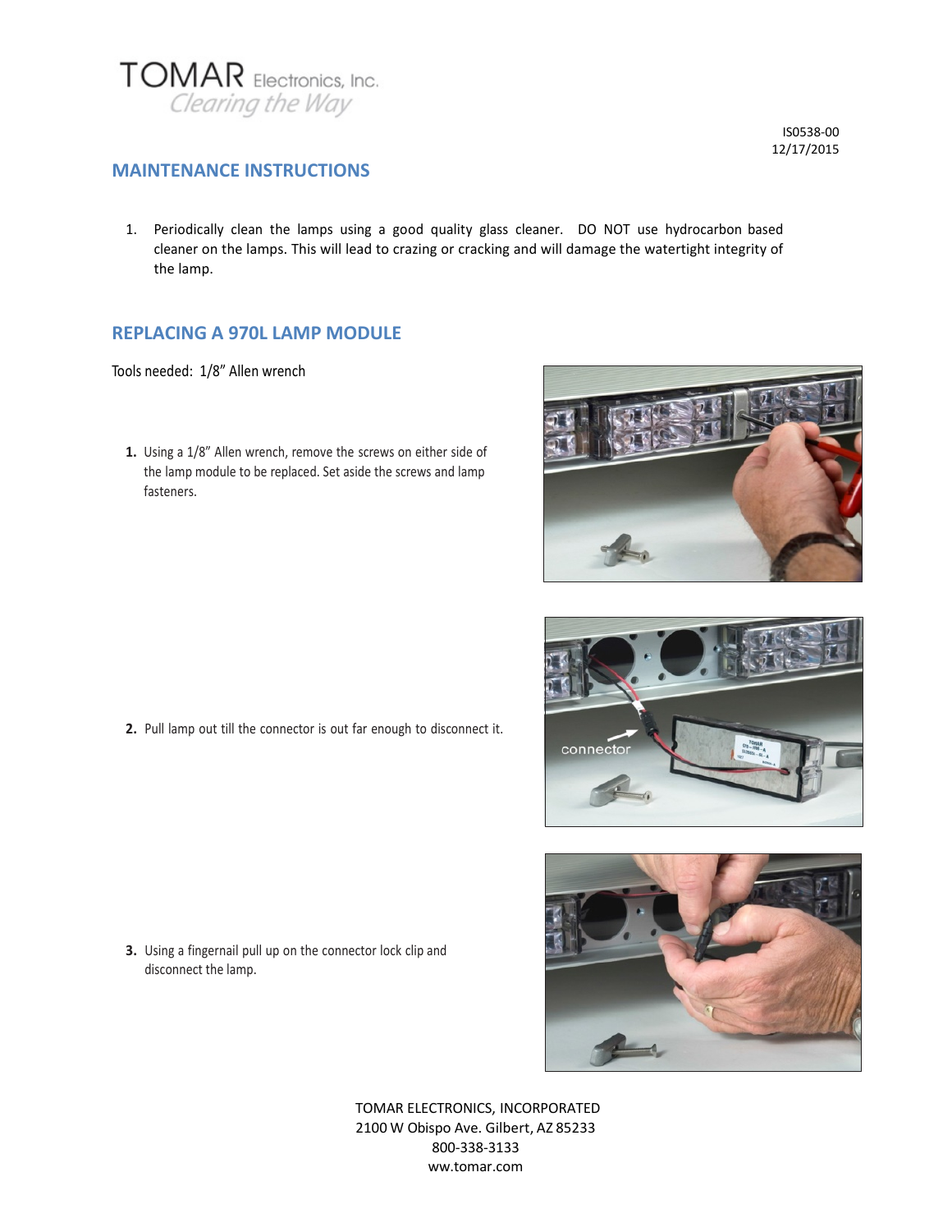IS0538-00
12/17/2015

## MAINTENANCE INSTRUCTIONS

1. Periodically clean the lamps using a good quality glass cleaner. DO NOT use hydrocarbon based cleaner on the lamps. This will lead to crazing or cracking and will damage the watertight integrity of the lamp.

## REPLACING A 970L LAMP MODULE

Tools needed: 1/8" Allen wrench

1. Using a 1/8" Allen wrench, remove the screws on either side of the lamp module to be replaced. Set aside the screws and lamp fasteners.

2. Pull lamp out till the connector is out far enough to disconnect it.

3. Using a fingernail pull up on the connector lock clip and disconnect the lamp.

TOMAR ELECTRONICS, INCORPORATED
2100 W Obispo Ave. Gilbert, AZ 85233
800-338-3133
ww.tomar.com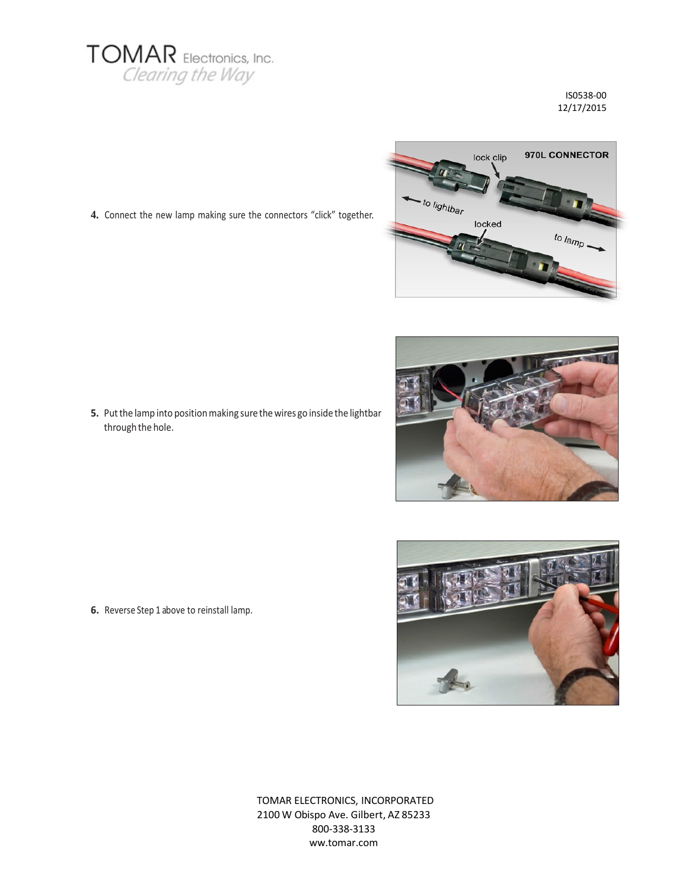IS0538-00
12/17/2015

**4.** Connect the new lamp making sure the connectors "click" together.

lock clip
970L CONNECTOR
to lightbar
locked
to lamp

**5.** Put the lamp into position making sure the wires go inside the lightbar through the hole.

**6.** Reverse Step 1 above to reinstall lamp.

TOMAR ELECTRONICS, INCORPORATED
2100 W Obispo Ave. Gilbert, AZ 85233
800-338-3133
ww.tomar.com